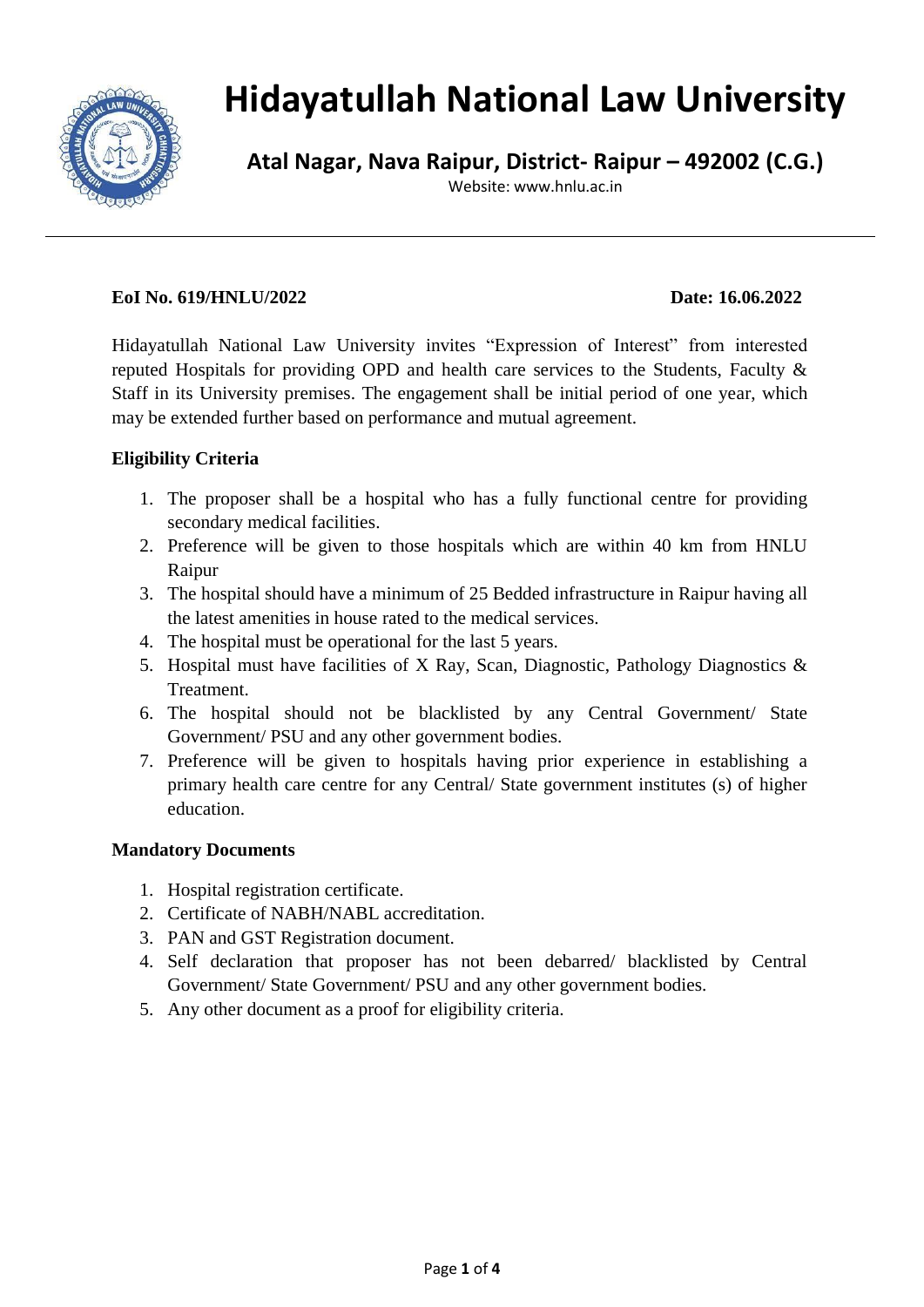# Hidayatullah National Law University

## Atal Nagar, Nava Raipur, District- Raipur – 492002 (C.G.)

Website: www.hnlu.ac.in

---

**EoI No. 619/HNLU/2022** **Date: 16.06.2022**

Hidayatullah National Law University invites "Expression of Interest" from interested reputed Hospitals for providing OPD and health care services to the Students, Faculty & Staff in its University premises. The engagement shall be initial period of one year, which may be extended further based on performance and mutual agreement.

**Eligibility Criteria**

1. The proposer shall be a hospital who has a fully functional centre for providing secondary medical facilities.
2. Preference will be given to those hospitals which are within 40 km from HNLU Raipur
3. The hospital should have a minimum of 25 Bedded infrastructure in Raipur having all the latest amenities in house rated to the medical services.
4. The hospital must be operational for the last 5 years.
5. Hospital must have facilities of X Ray, Scan, Diagnostic, Pathology Diagnostics & Treatment.
6. The hospital should not be blacklisted by any Central Government/ State Government/ PSU and any other government bodies.
7. Preference will be given to hospitals having prior experience in establishing a primary health care centre for any Central/ State government institutes (s) of higher education.

**Mandatory Documents**

1. Hospital registration certificate.
2. Certificate of NABH/NABL accreditation.
3. PAN and GST Registration document.
4. Self declaration that proposer has not been debarred/ blacklisted by Central Government/ State Government/ PSU and any other government bodies.
5. Any other document as a proof for eligibility criteria.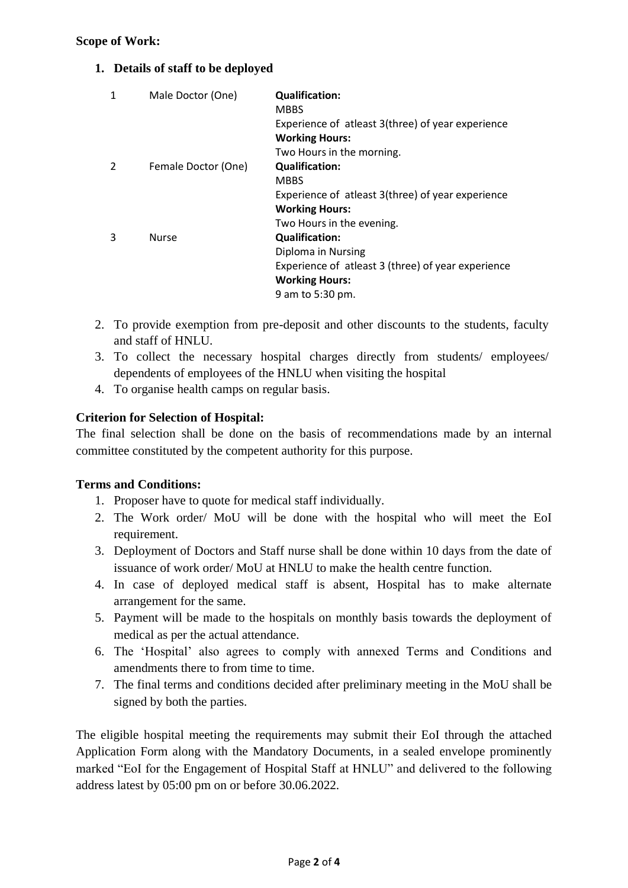**Scope of Work:**

1. **Details of staff to be deployed**

| | | |
|---|---|---|
| 1 | Male Doctor (One) | **Qualification:**<br>MBBS<br>Experience of atleast 3(three) of year experience<br>**Working Hours:**<br>Two Hours in the morning. |
| 2 | Female Doctor (One) | **Qualification:**<br>MBBS<br>Experience of atleast 3(three) of year experience<br>**Working Hours:**<br>Two Hours in the evening. |
| 3 | Nurse | **Qualification:**<br>Diploma in Nursing<br>Experience of atleast 3 (three) of year experience<br>**Working Hours:**<br>9 am to 5:30 pm. |

2. To provide exemption from pre-deposit and other discounts to the students, faculty and staff of HNLU.
3. To collect the necessary hospital charges directly from students/ employees/ dependents of employees of the HNLU when visiting the hospital
4. To organise health camps on regular basis.

**Criterion for Selection of Hospital:**

The final selection shall be done on the basis of recommendations made by an internal committee constituted by the competent authority for this purpose.

**Terms and Conditions:**

1. Proposer have to quote for medical staff individually.
2. The Work order/ MoU will be done with the hospital who will meet the EoI requirement.
3. Deployment of Doctors and Staff nurse shall be done within 10 days from the date of issuance of work order/ MoU at HNLU to make the health centre function.
4. In case of deployed medical staff is absent, Hospital has to make alternate arrangement for the same.
5. Payment will be made to the hospitals on monthly basis towards the deployment of medical as per the actual attendance.
6. The 'Hospital' also agrees to comply with annexed Terms and Conditions and amendments there to from time to time.
7. The final terms and conditions decided after preliminary meeting in the MoU shall be signed by both the parties.

The eligible hospital meeting the requirements may submit their EoI through the attached Application Form along with the Mandatory Documents, in a sealed envelope prominently marked "EoI for the Engagement of Hospital Staff at HNLU" and delivered to the following address latest by 05:00 pm on or before 30.06.2022.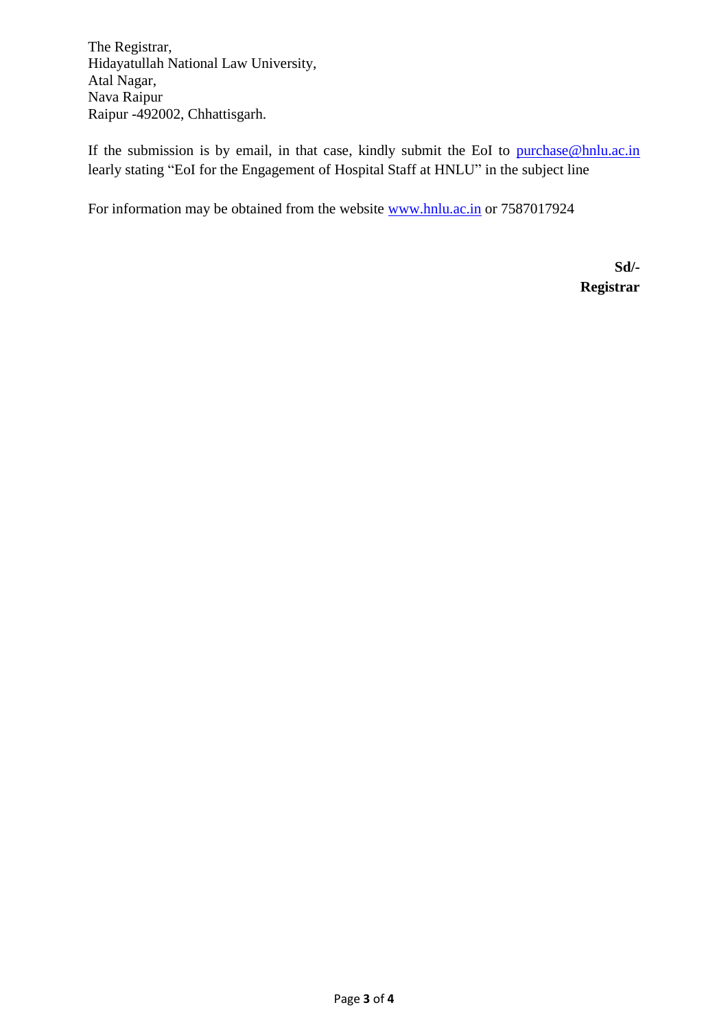The Registrar,
Hidayatullah National Law University,
Atal Nagar,
Nava Raipur
Raipur -492002, Chhattisgarh.

If the submission is by email, in that case, kindly submit the EoI to purchase@hnlu.ac.in learly stating "EoI for the Engagement of Hospital Staff at HNLU" in the subject line

For information may be obtained from the website www.hnlu.ac.in or 7587017924

**Sd/-**
**Registrar**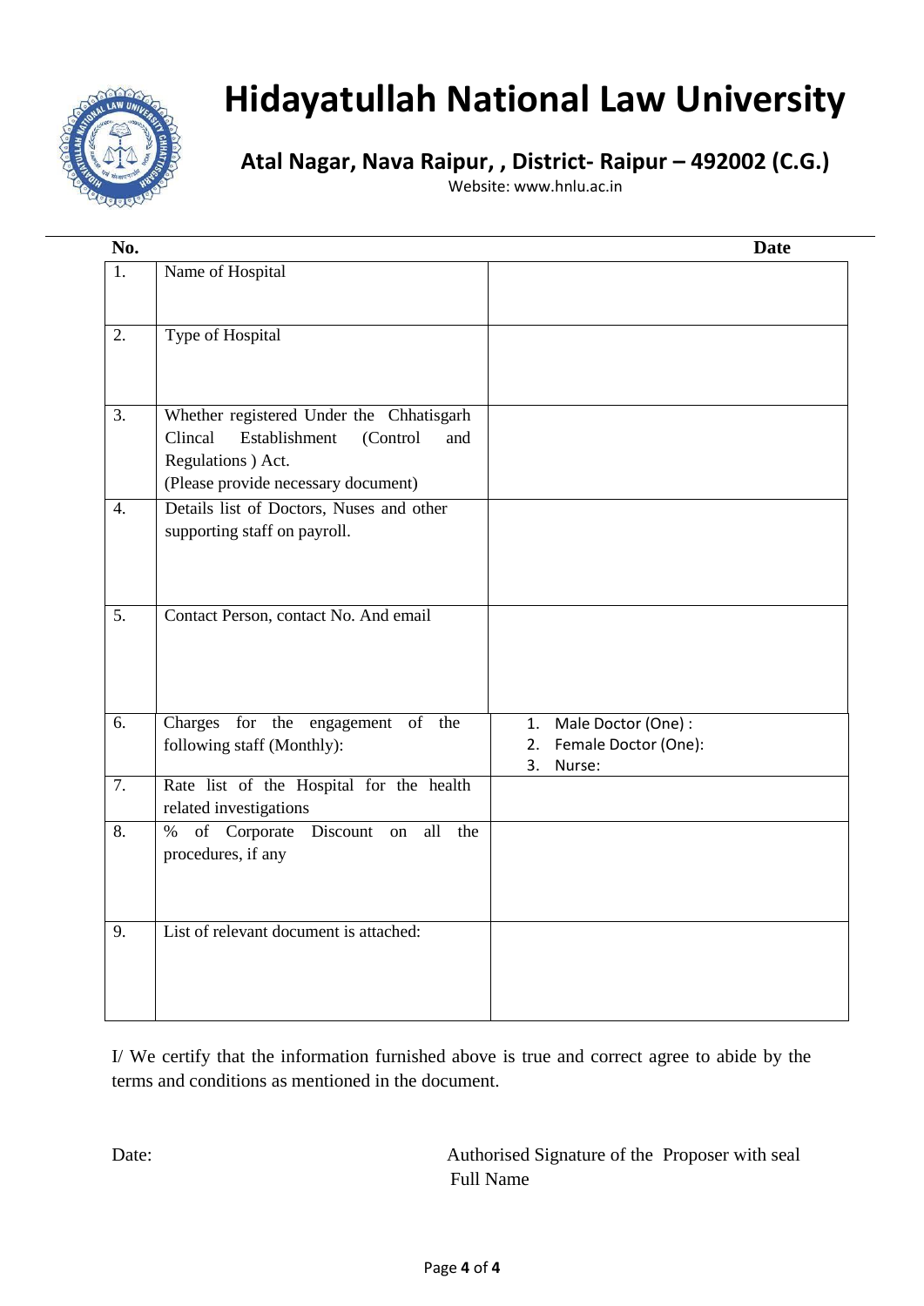# Hidayatullah National Law University

## Atal Nagar, Nava Raipur, , District- Raipur – 492002 (C.G.)

Website: www.hnlu.ac.in

**No.** **Date**

| | | |
|---|---|---|
| 1. | Name of Hospital | |
| 2. | Type of Hospital | |
| 3. | Whether registered Under the Chhatisgarh Clincal Establishment (Control and Regulations ) Act. (Please provide necessary document) | |
| 4. | Details list of Doctors, Nuses and other supporting staff on payroll. | |
| 5. | Contact Person, contact No. And email | |
| 6. | Charges for the engagement of the following staff (Monthly): | 1. Male Doctor (One) : 2. Female Doctor (One): 3. Nurse: |
| 7. | Rate list of the Hospital for the health related investigations | |
| 8. | % of Corporate Discount on all the procedures, if any | |
| 9. | List of relevant document is attached: | |

I/ We certify that the information furnished above is true and correct agree to abide by the terms and conditions as mentioned in the document.

Date:

Authorised Signature of the Proposer with seal
Full Name